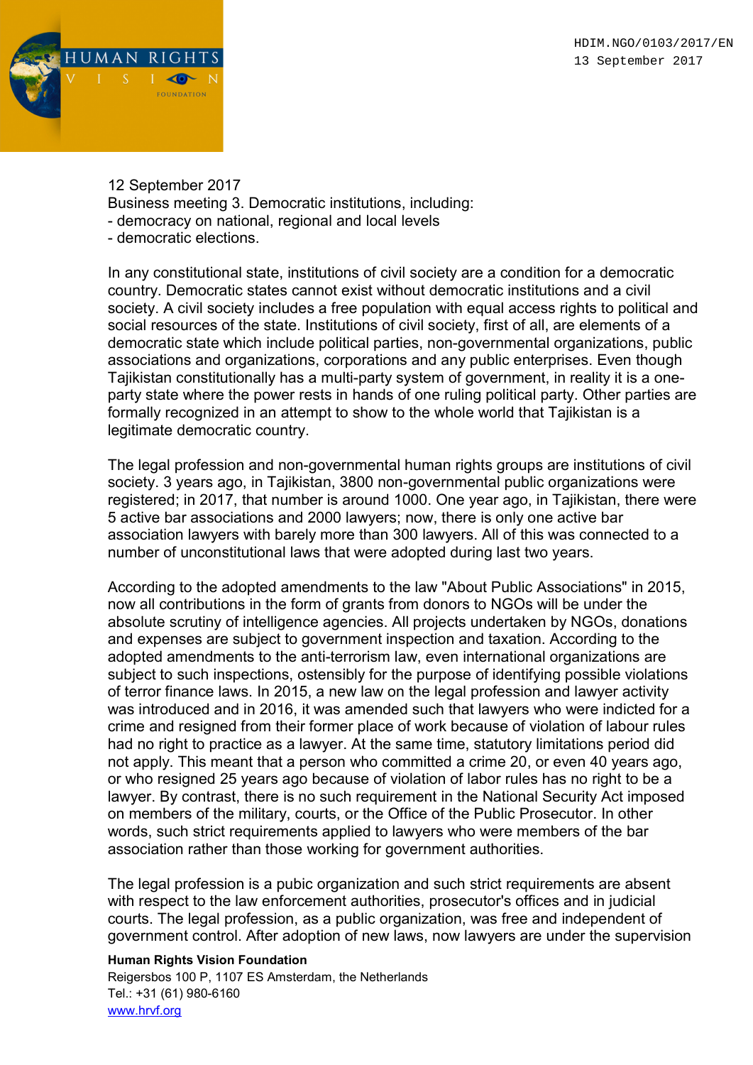HDIM.NGO/0103/2017/EN
13 September 2017

12 September 2017
Business meeting 3. Democratic institutions, including:
- democracy on national, regional and local levels
- democratic elections.

In any constitutional state, institutions of civil society are a condition for a democratic country. Democratic states cannot exist without democratic institutions and a civil society. A civil society includes a free population with equal access rights to political and social resources of the state. Institutions of civil society, first of all, are elements of a democratic state which include political parties, non-governmental organizations, public associations and organizations, corporations and any public enterprises. Even though Tajikistan constitutionally has a multi-party system of government, in reality it is a one-party state where the power rests in hands of one ruling political party. Other parties are formally recognized in an attempt to show to the whole world that Tajikistan is a legitimate democratic country.

The legal profession and non-governmental human rights groups are institutions of civil society. 3 years ago, in Tajikistan, 3800 non-governmental public organizations were registered; in 2017, that number is around 1000. One year ago, in Tajikistan, there were 5 active bar associations and 2000 lawyers; now, there is only one active bar association lawyers with barely more than 300 lawyers. All of this was connected to a number of unconstitutional laws that were adopted during last two years.

According to the adopted amendments to the law "About Public Associations" in 2015, now all contributions in the form of grants from donors to NGOs will be under the absolute scrutiny of intelligence agencies. All projects undertaken by NGOs, donations and expenses are subject to government inspection and taxation. According to the adopted amendments to the anti-terrorism law, even international organizations are subject to such inspections, ostensibly for the purpose of identifying possible violations of terror finance laws. In 2015, a new law on the legal profession and lawyer activity was introduced and in 2016, it was amended such that lawyers who were indicted for a crime and resigned from their former place of work because of violation of labour rules had no right to practice as a lawyer. At the same time, statutory limitations period did not apply. This meant that a person who committed a crime 20, or even 40 years ago, or who resigned 25 years ago because of violation of labor rules has no right to be a lawyer. By contrast, there is no such requirement in the National Security Act imposed on members of the military, courts, or the Office of the Public Prosecutor. In other words, such strict requirements applied to lawyers who were members of the bar association rather than those working for government authorities.

The legal profession is a pubic organization and such strict requirements are absent with respect to the law enforcement authorities, prosecutor's offices and in judicial courts. The legal profession, as a public organization, was free and independent of government control. After adoption of new laws, now lawyers are under the supervision

**Human Rights Vision Foundation**
Reigersbos 100 P, 1107 ES Amsterdam, the Netherlands
Tel.: +31 (61) 980-6160
www.hrvf.org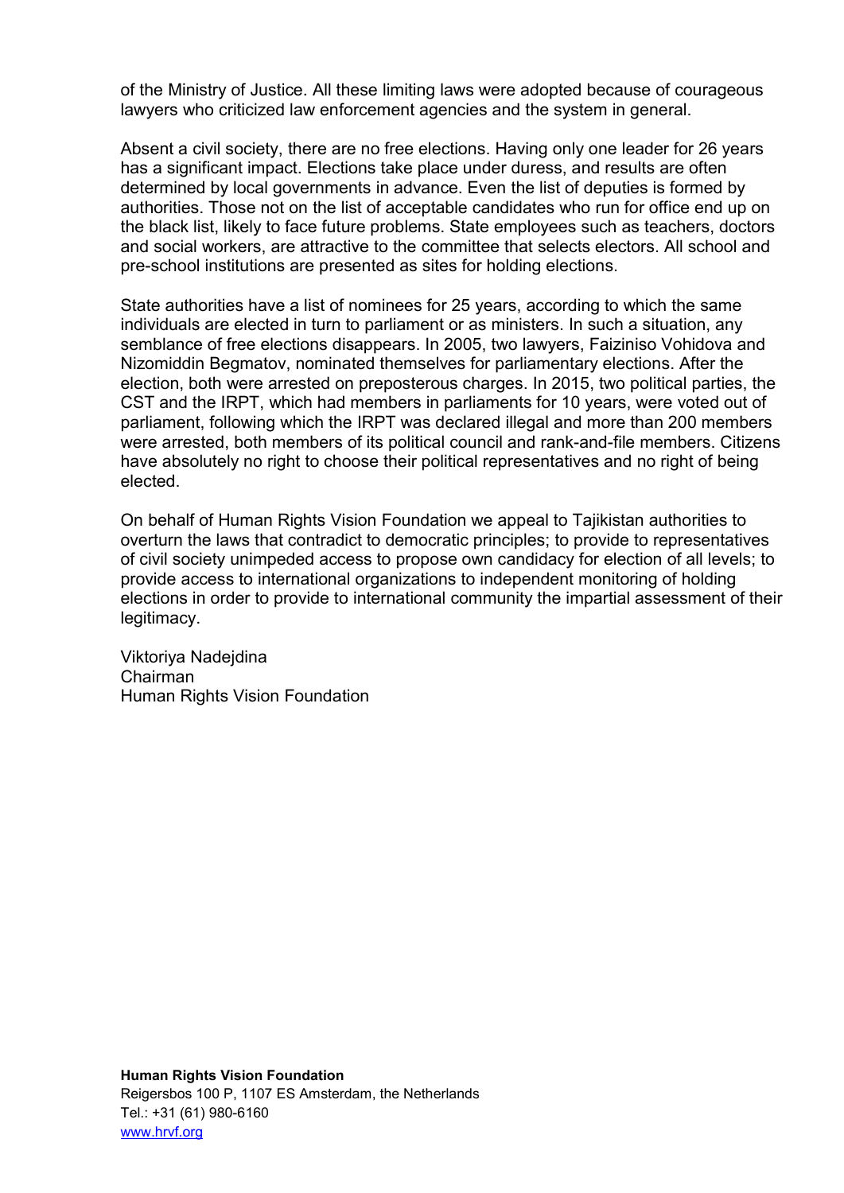of the Ministry of Justice. All these limiting laws were adopted because of courageous lawyers who criticized law enforcement agencies and the system in general.

Absent a civil society, there are no free elections. Having only one leader for 26 years has a significant impact. Elections take place under duress, and results are often determined by local governments in advance. Even the list of deputies is formed by authorities. Those not on the list of acceptable candidates who run for office end up on the black list, likely to face future problems. State employees such as teachers, doctors and social workers, are attractive to the committee that selects electors. All school and pre-school institutions are presented as sites for holding elections.

State authorities have a list of nominees for 25 years, according to which the same individuals are elected in turn to parliament or as ministers. In such a situation, any semblance of free elections disappears. In 2005, two lawyers, Faiziniso Vohidova and Nizomiddin Begmatov, nominated themselves for parliamentary elections. After the election, both were arrested on preposterous charges. In 2015, two political parties, the CST and the IRPT, which had members in parliaments for 10 years, were voted out of parliament, following which the IRPT was declared illegal and more than 200 members were arrested, both members of its political council and rank-and-file members. Citizens have absolutely no right to choose their political representatives and no right of being elected.

On behalf of Human Rights Vision Foundation we appeal to Tajikistan authorities to overturn the laws that contradict to democratic principles; to provide to representatives of civil society unimpeded access to propose own candidacy for election of all levels; to provide access to international organizations to independent monitoring of holding elections in order to provide to international community the impartial assessment of their legitimacy.

Viktoriya Nadejdina
Chairman
Human Rights Vision Foundation

**Human Rights Vision Foundation**
Reigersbos 100 P, 1107 ES Amsterdam, the Netherlands
Tel.: +31 (61) 980-6160
www.hrvf.org